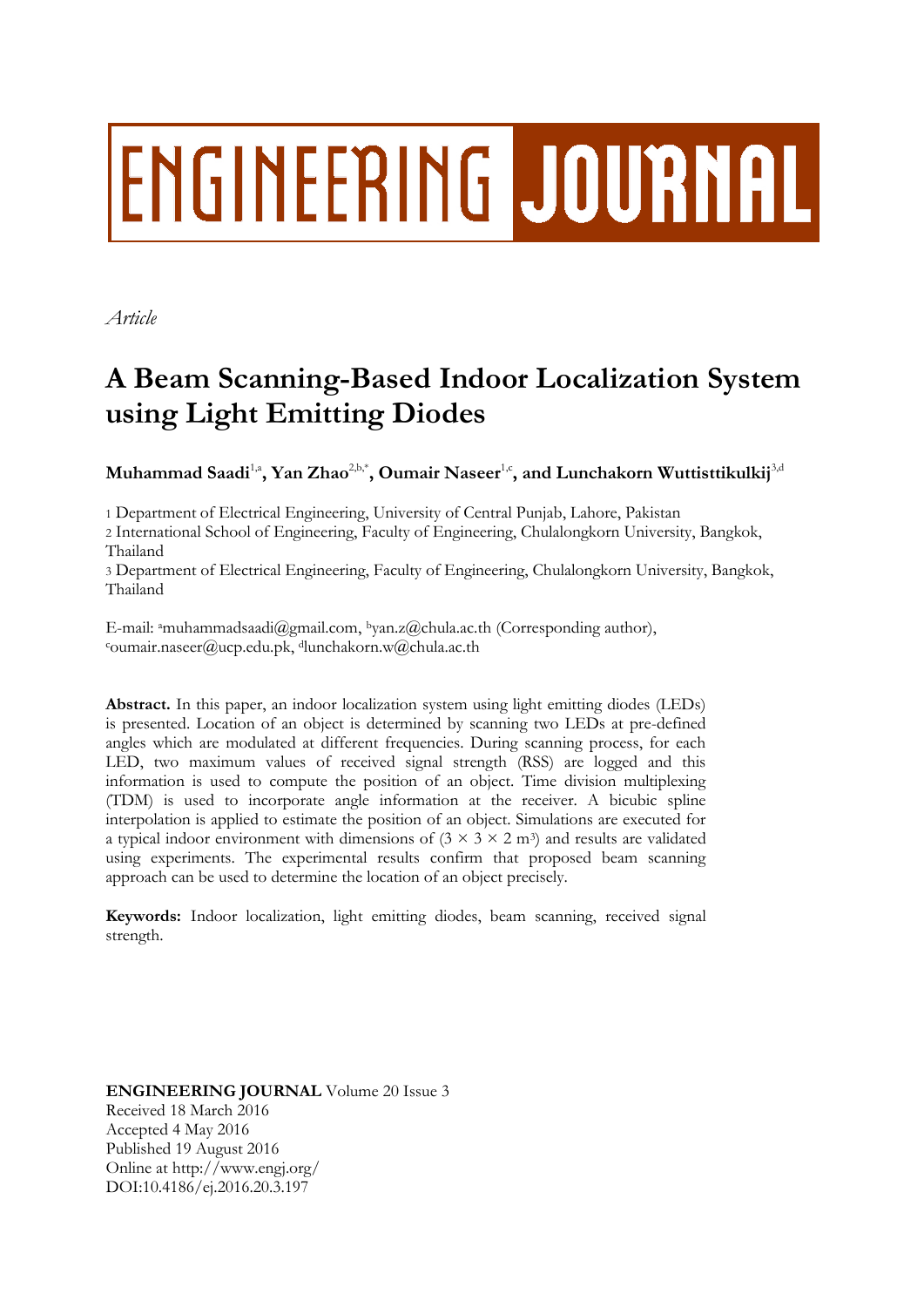ENGINEERING JOURNAL

*Article*

# A Beam Scanning-Based Indoor Localization System using Light Emitting Diodes

**Muhammad Saadi**[1,a]**, Yan Zhao**[2,b,*]**, Oumair Naseer**[1,c]**, and Lunchakorn Wuttisttikulkij**[3,d]

1 Department of Electrical Engineering, University of Central Punjab, Lahore, Pakistan

2 International School of Engineering, Faculty of Engineering, Chulalongkorn University, Bangkok, Thailand

3 Department of Electrical Engineering, Faculty of Engineering, Chulalongkorn University, Bangkok, Thailand

E-mail: [a]muhammadsaadi@gmail.com, [b]yan.z@chula.ac.th (Corresponding author), [c]oumair.naseer@ucp.edu.pk, [d]lunchakorn.w@chula.ac.th

**Abstract.** In this paper, an indoor localization system using light emitting diodes (LEDs) is presented. Location of an object is determined by scanning two LEDs at pre-defined angles which are modulated at different frequencies. During scanning process, for each LED, two maximum values of received signal strength (RSS) are logged and this information is used to compute the position of an object. Time division multiplexing (TDM) is used to incorporate angle information at the receiver. A bicubic spline interpolation is applied to estimate the position of an object. Simulations are executed for a typical indoor environment with dimensions of ($3 \times 3 \times 2$ m$^3$) and results are validated using experiments. The experimental results confirm that proposed beam scanning approach can be used to determine the location of an object precisely.

**Keywords:** Indoor localization, light emitting diodes, beam scanning, received signal strength.

**ENGINEERING JOURNAL** Volume 20 Issue 3
Received 18 March 2016
Accepted 4 May 2016
Published 19 August 2016
Online at http://www.engj.org/
DOI:10.4186/ej.2016.20.3.197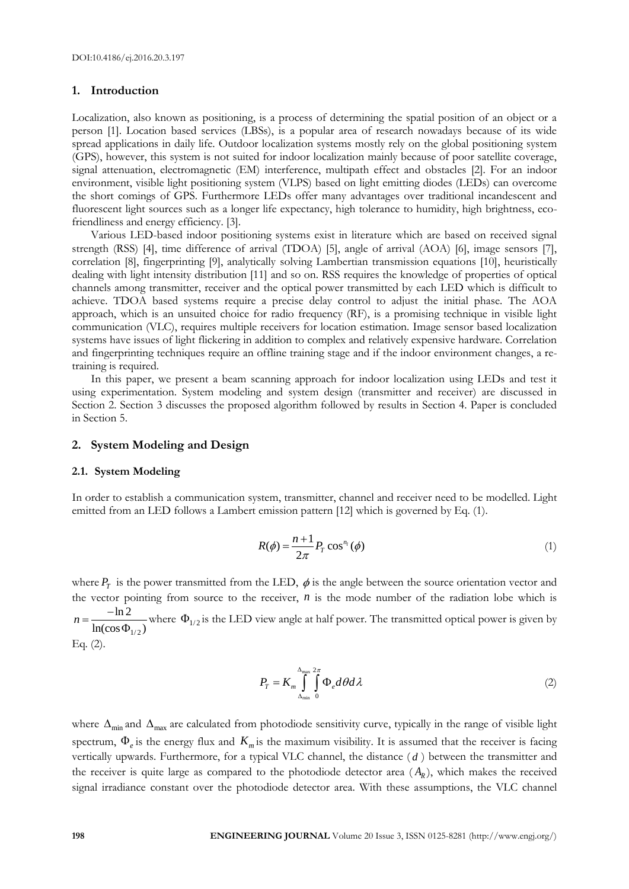## 1. Introduction

Localization, also known as positioning, is a process of determining the spatial position of an object or a person [1]. Location based services (LBSs), is a popular area of research nowadays because of its wide spread applications in daily life. Outdoor localization systems mostly rely on the global positioning system (GPS), however, this system is not suited for indoor localization mainly because of poor satellite coverage, signal attenuation, electromagnetic (EM) interference, multipath effect and obstacles [2]. For an indoor environment, visible light positioning system (VLPS) based on light emitting diodes (LEDs) can overcome the short comings of GPS. Furthermore LEDs offer many advantages over traditional incandescent and fluorescent light sources such as a longer life expectancy, high tolerance to humidity, high brightness, eco-friendliness and energy efficiency. [3].

Various LED-based indoor positioning systems exist in literature which are based on received signal strength (RSS) [4], time difference of arrival (TDOA) [5], angle of arrival (AOA) [6], image sensors [7], correlation [8], fingerprinting [9], analytically solving Lambertian transmission equations [10], heuristically dealing with light intensity distribution [11] and so on. RSS requires the knowledge of properties of optical channels among transmitter, receiver and the optical power transmitted by each LED which is difficult to achieve. TDOA based systems require a precise delay control to adjust the initial phase. The AOA approach, which is an unsuited choice for radio frequency (RF), is a promising technique in visible light communication (VLC), requires multiple receivers for location estimation. Image sensor based localization systems have issues of light flickering in addition to complex and relatively expensive hardware. Correlation and fingerprinting techniques require an offline training stage and if the indoor environment changes, a re-training is required.

In this paper, we present a beam scanning approach for indoor localization using LEDs and test it using experimentation. System modeling and system design (transmitter and receiver) are discussed in Section 2. Section 3 discusses the proposed algorithm followed by results in Section 4. Paper is concluded in Section 5.

## 2. System Modeling and Design

### 2.1. System Modeling

In order to establish a communication system, transmitter, channel and receiver need to be modelled. Light emitted from an LED follows a Lambert emission pattern [12] which is governed by Eq. (1).

$$R(\phi) = \frac{n+1}{2\pi} P_T \cos^{n_l}(\phi) \tag{1}$$

where $P_T$ is the power transmitted from the LED, $\phi$ is the angle between the source orientation vector and the vector pointing from source to the receiver, $n$ is the mode number of the radiation lobe which is $n = \frac{-\ln 2}{\ln(\cos \Phi_{1/2})}$ where $\Phi_{1/2}$ is the LED view angle at half power. The transmitted optical power is given by Eq. (2).

$$P_T = K_m \int_{\Delta_{\min}}^{\Delta_{\max}} \int_{0}^{2\pi} \Phi_e \, d\theta \, d\lambda \tag{2}$$

where $\Delta_{\min}$ and $\Delta_{\max}$ are calculated from photodiode sensitivity curve, typically in the range of visible light spectrum, $\Phi_e$ is the energy flux and $K_m$ is the maximum visibility. It is assumed that the receiver is facing vertically upwards. Furthermore, for a typical VLC channel, the distance ($d$) between the transmitter and the receiver is quite large as compared to the photodiode detector area ($A_R$), which makes the received signal irradiance constant over the photodiode detector area. With these assumptions, the VLC channel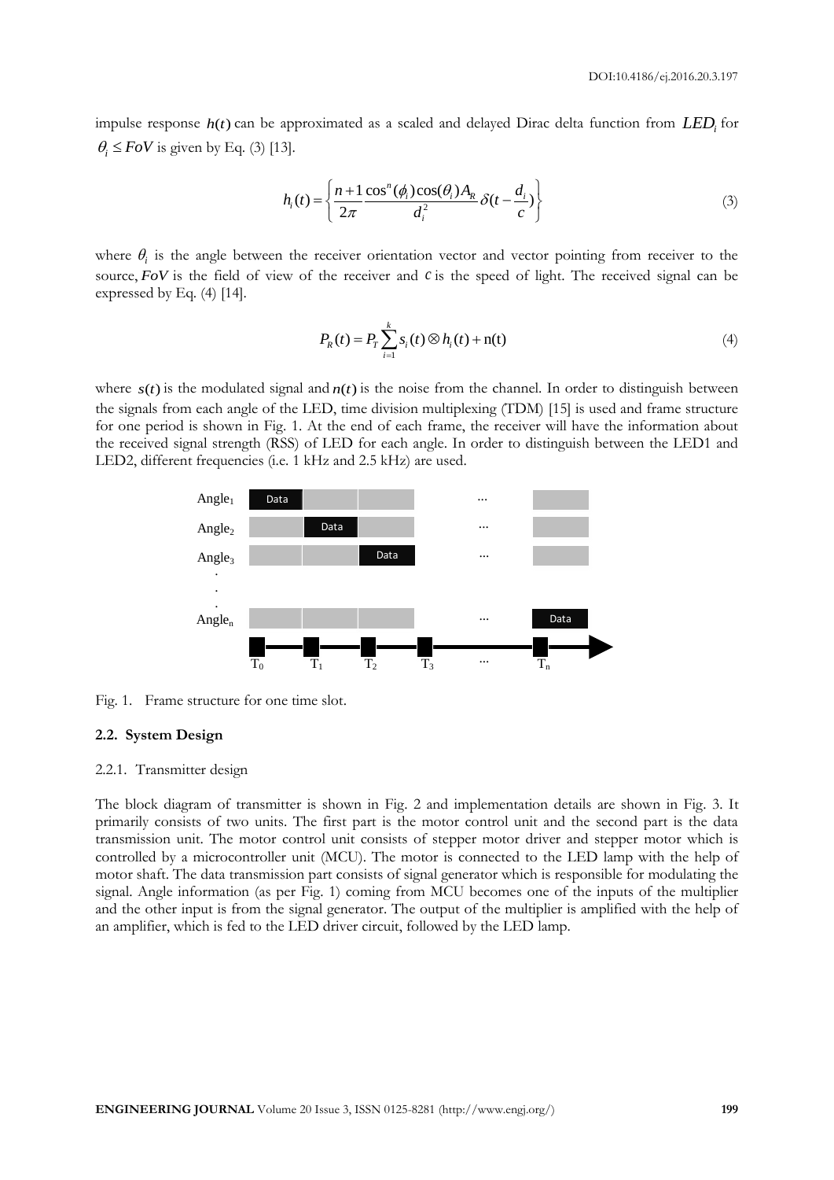impulse response $h(t)$ can be approximated as a scaled and delayed Dirac delta function from $LED_i$ for $\theta_i \leq FoV$ is given by Eq. (3) [13].

$$h_i(t) = \left\{ \frac{n+1}{2\pi} \frac{\cos^n(\phi_i)\cos(\theta_i)A_R}{d_i^2} \delta(t - \frac{d_i}{c}) \right\} \tag{3}$$

where $\theta_i$ is the angle between the receiver orientation vector and vector pointing from receiver to the source, $FoV$ is the field of view of the receiver and $c$ is the speed of light. The received signal can be expressed by Eq. (4) [14].

$$P_R(t) = P_T \sum_{i=1}^{k} s_i(t) \otimes h_i(t) + \mathrm{n(t)} \tag{4}$$

where $s(t)$ is the modulated signal and $n(t)$ is the noise from the channel. In order to distinguish between the signals from each angle of the LED, time division multiplexing (TDM) [15] is used and frame structure for one period is shown in Fig. 1. At the end of each frame, the receiver will have the information about the received signal strength (RSS) of LED for each angle. In order to distinguish between the LED1 and LED2, different frequencies (i.e. 1 kHz and 2.5 kHz) are used.

| | | | | | |
|---|---|---|---|---|---|
| $Angle_1$ | Data | | | ... | |
| $Angle_2$ | | Data | | ... | |
| $Angle_3$ | | | Data | ... | |
| ⋮ | | | | | |
| $Angle_n$ | | | | ... | Data |
| | $T_0$ | $T_1$ | $T_2$ | $T_3$ ... | $T_n$ |

Fig. 1. Frame structure for one time slot.

### 2.2. System Design

#### 2.2.1. Transmitter design

The block diagram of transmitter is shown in Fig. 2 and implementation details are shown in Fig. 3. It primarily consists of two units. The first part is the motor control unit and the second part is the data transmission unit. The motor control unit consists of stepper motor driver and stepper motor which is controlled by a microcontroller unit (MCU). The motor is connected to the LED lamp with the help of motor shaft. The data transmission part consists of signal generator which is responsible for modulating the signal. Angle information (as per Fig. 1) coming from MCU becomes one of the inputs of the multiplier and the other input is from the signal generator. The output of the multiplier is amplified with the help of an amplifier, which is fed to the LED driver circuit, followed by the LED lamp.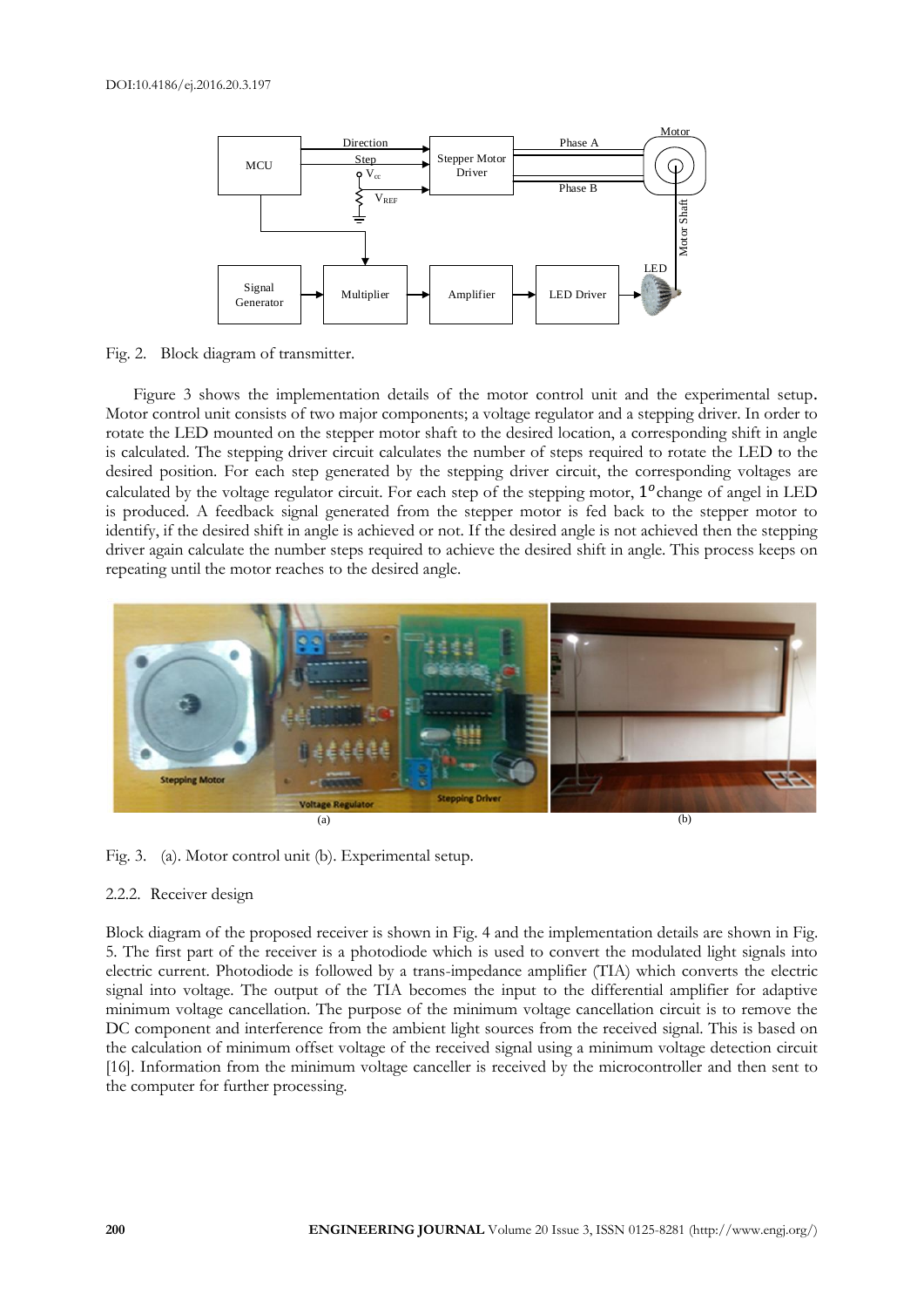Fig. 2. Block diagram of transmitter.

Figure 3 shows the implementation details of the motor control unit and the experimental setup. Motor control unit consists of two major components; a voltage regulator and a stepping driver. In order to rotate the LED mounted on the stepper motor shaft to the desired location, a corresponding shift in angle is calculated. The stepping driver circuit calculates the number of steps required to rotate the LED to the desired position. For each step generated by the stepping driver circuit, the corresponding voltages are calculated by the voltage regulator circuit. For each step of the stepping motor, $1^o$ change of angel in LED is produced. A feedback signal generated from the stepper motor is fed back to the stepper motor to identify, if the desired shift in angle is achieved or not. If the desired angle is not achieved then the stepping driver again calculate the number steps required to achieve the desired shift in angle. This process keeps on repeating until the motor reaches to the desired angle.

Fig. 3. (a). Motor control unit (b). Experimental setup.

### 2.2.2. Receiver design

Block diagram of the proposed receiver is shown in Fig. 4 and the implementation details are shown in Fig. 5. The first part of the receiver is a photodiode which is used to convert the modulated light signals into electric current. Photodiode is followed by a trans-impedance amplifier (TIA) which converts the electric signal into voltage. The output of the TIA becomes the input to the differential amplifier for adaptive minimum voltage cancellation. The purpose of the minimum voltage cancellation circuit is to remove the DC component and interference from the ambient light sources from the received signal. This is based on the calculation of minimum offset voltage of the received signal using a minimum voltage detection circuit [16]. Information from the minimum voltage canceller is received by the microcontroller and then sent to the computer for further processing.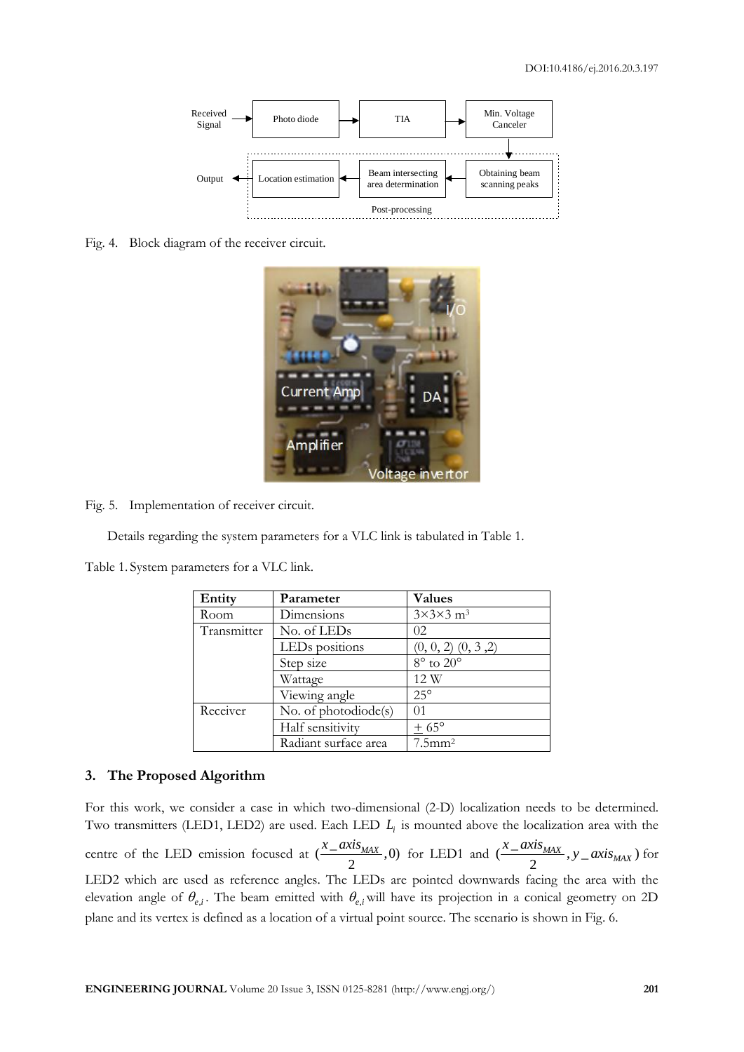Fig. 4. Block diagram of the receiver circuit.

Fig. 5. Implementation of receiver circuit.

Details regarding the system parameters for a VLC link is tabulated in Table 1.

Table 1. System parameters for a VLC link.

| Entity | Parameter | Values |
|---|---|---|
| Room | Dimensions | 3×3×3 m$^3$ |
| Transmitter | No. of LEDs | 02 |
| | LEDs positions | (0, 0, 2) (0, 3 ,2) |
| | Step size | 8° to 20° |
| | Wattage | 12 W |
| | Viewing angle | 25° |
| Receiver | No. of photodiode(s) | 01 |
| | Half sensitivity | ± 65° |
| | Radiant surface area | 7.5mm$^2$ |

## 3. The Proposed Algorithm

For this work, we consider a case in which two-dimensional (2-D) localization needs to be determined. Two transmitters (LED1, LED2) are used. Each LED $L_i$ is mounted above the localization area with the centre of the LED emission focused at $(\frac{x\_axis_{MAX}}{2},0)$ for LED1 and $(\frac{x\_axis_{MAX}}{2}, y\_axis_{MAX})$ for LED2 which are used as reference angles. The LEDs are pointed downwards facing the area with the elevation angle of $\theta_{e,i}$. The beam emitted with $\theta_{e,i}$ will have its projection in a conical geometry on 2D plane and its vertex is defined as a location of a virtual point source. The scenario is shown in Fig. 6.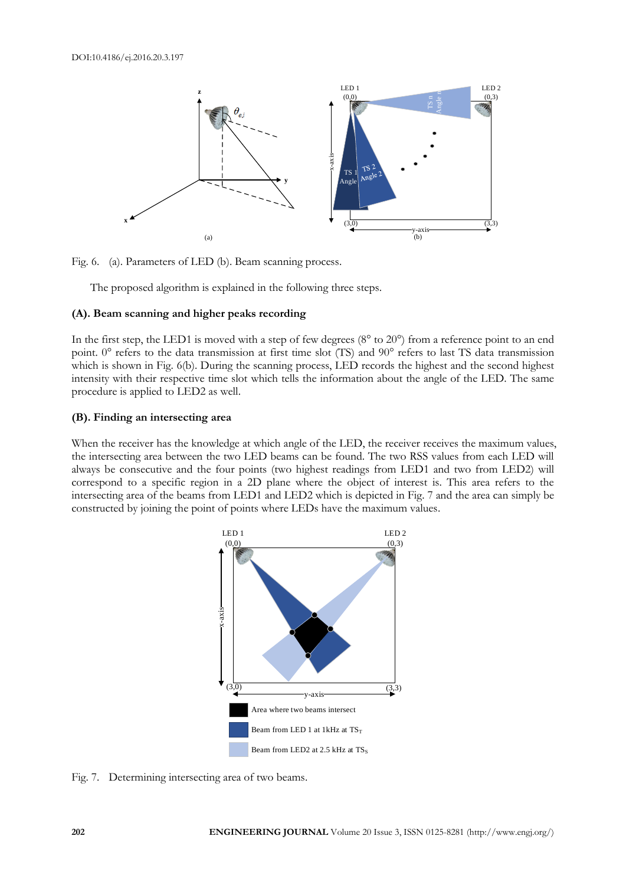Fig. 6. (a). Parameters of LED (b). Beam scanning process.

The proposed algorithm is explained in the following three steps.

### (A). Beam scanning and higher peaks recording

In the first step, the LED1 is moved with a step of few degrees (8° to 20°) from a reference point to an end point. 0° refers to the data transmission at first time slot (TS) and 90° refers to last TS data transmission which is shown in Fig. 6(b). During the scanning process, LED records the highest and the second highest intensity with their respective time slot which tells the information about the angle of the LED. The same procedure is applied to LED2 as well.

### (B). Finding an intersecting area

When the receiver has the knowledge at which angle of the LED, the receiver receives the maximum values, the intersecting area between the two LED beams can be found. The two RSS values from each LED will always be consecutive and the four points (two highest readings from LED1 and two from LED2) will correspond to a specific region in a 2D plane where the object of interest is. This area refers to the intersecting area of the beams from LED1 and LED2 which is depicted in Fig. 7 and the area can simply be constructed by joining the point of points where LEDs have the maximum values.

Fig. 7. Determining intersecting area of two beams.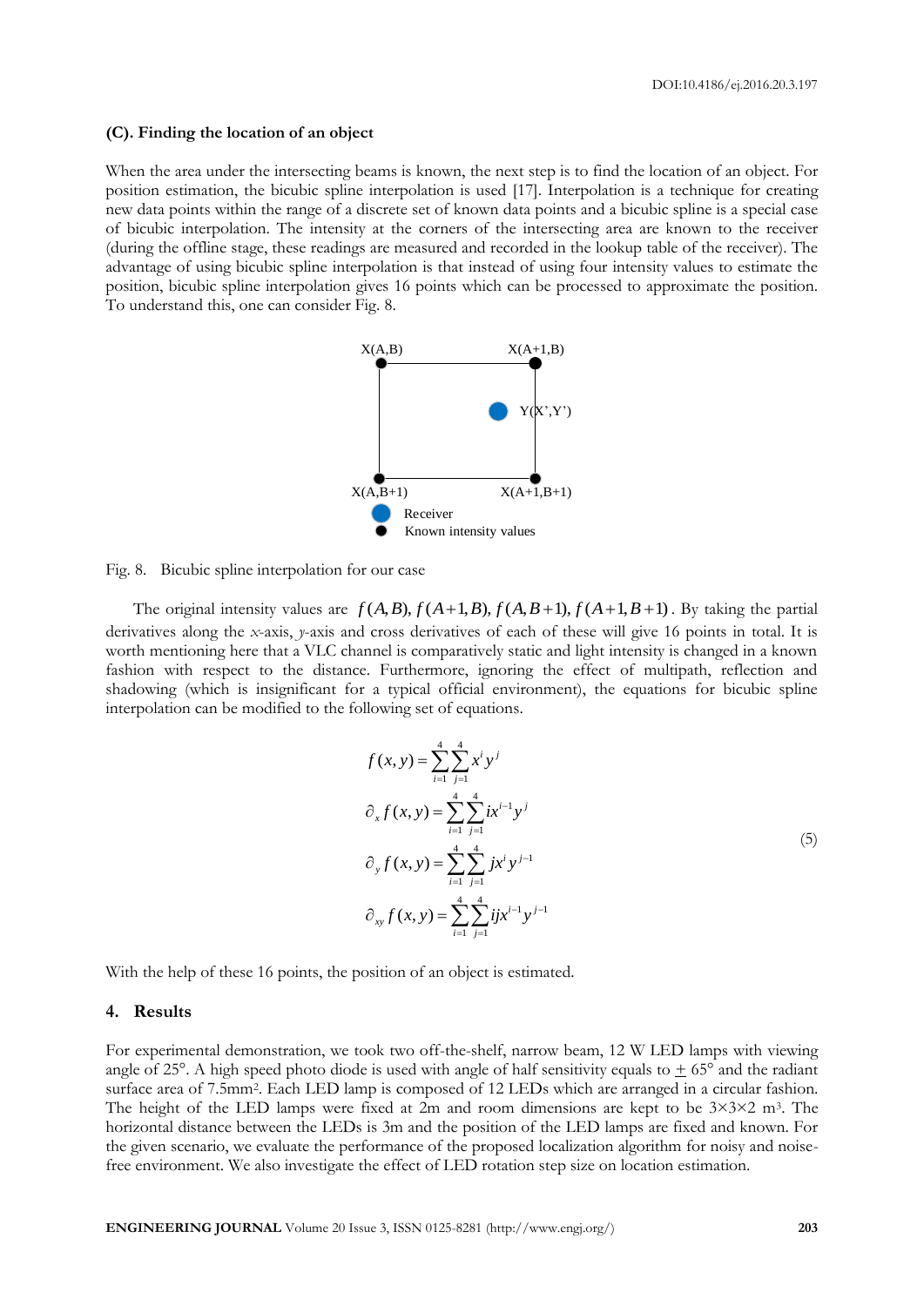### (C). Finding the location of an object

When the area under the intersecting beams is known, the next step is to find the location of an object. For position estimation, the bicubic spline interpolation is used [17]. Interpolation is a technique for creating new data points within the range of a discrete set of known data points and a bicubic spline is a special case of bicubic interpolation. The intensity at the corners of the intersecting area are known to the receiver (during the offline stage, these readings are measured and recorded in the lookup table of the receiver). The advantage of using bicubic spline interpolation is that instead of using four intensity values to estimate the position, bicubic spline interpolation gives 16 points which can be processed to approximate the position. To understand this, one can consider Fig. 8.

Fig. 8. Bicubic spline interpolation for our case

The original intensity values are $f(A,B), f(A+1,B), f(A,B+1), f(A+1,B+1)$. By taking the partial derivatives along the *x*-axis, *y*-axis and cross derivatives of each of these will give 16 points in total. It is worth mentioning here that a VLC channel is comparatively static and light intensity is changed in a known fashion with respect to the distance. Furthermore, ignoring the effect of multipath, reflection and shadowing (which is insignificant for a typical official environment), the equations for bicubic spline interpolation can be modified to the following set of equations.

$$
\begin{aligned}
f(x,y) &= \sum_{i=1}^{4}\sum_{j=1}^{4} x^i y^j \\
\partial_x f(x,y) &= \sum_{i=1}^{4}\sum_{j=1}^{4} i x^{i-1} y^j \\
\partial_y f(x,y) &= \sum_{i=1}^{4}\sum_{j=1}^{4} j x^i y^{j-1} \\
\partial_{xy} f(x,y) &= \sum_{i=1}^{4}\sum_{j=1}^{4} ij x^{i-1} y^{j-1}
\end{aligned}
\tag{5}
$$

With the help of these 16 points, the position of an object is estimated.

## 4. Results

For experimental demonstration, we took two off-the-shelf, narrow beam, 12 W LED lamps with viewing angle of 25°. A high speed photo diode is used with angle of half sensitivity equals to ± 65° and the radiant surface area of 7.5mm$^2$. Each LED lamp is composed of 12 LEDs which are arranged in a circular fashion. The height of the LED lamps were fixed at 2m and room dimensions are kept to be 3×3×2 m$^3$. The horizontal distance between the LEDs is 3m and the position of the LED lamps are fixed and known. For the given scenario, we evaluate the performance of the proposed localization algorithm for noisy and noise-free environment. We also investigate the effect of LED rotation step size on location estimation.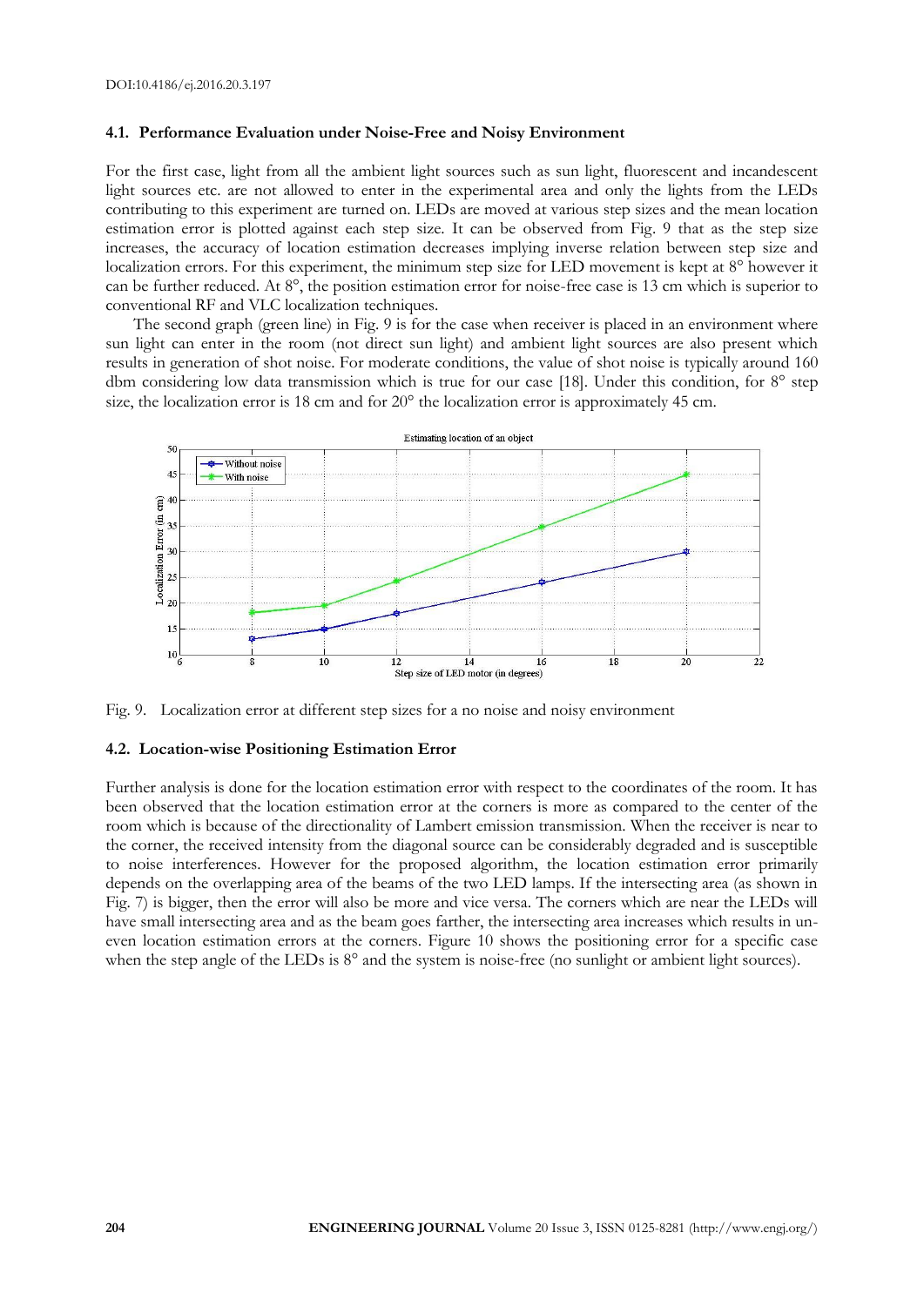### 4.1. Performance Evaluation under Noise-Free and Noisy Environment

For the first case, light from all the ambient light sources such as sun light, fluorescent and incandescent light sources etc. are not allowed to enter in the experimental area and only the lights from the LEDs contributing to this experiment are turned on. LEDs are moved at various step sizes and the mean location estimation error is plotted against each step size. It can be observed from Fig. 9 that as the step size increases, the accuracy of location estimation decreases implying inverse relation between step size and localization errors. For this experiment, the minimum step size for LED movement is kept at 8° however it can be further reduced. At 8°, the position estimation error for noise-free case is 13 cm which is superior to conventional RF and VLC localization techniques.

The second graph (green line) in Fig. 9 is for the case when receiver is placed in an environment where sun light can enter in the room (not direct sun light) and ambient light sources are also present which results in generation of shot noise. For moderate conditions, the value of shot noise is typically around 160 dbm considering low data transmission which is true for our case [18]. Under this condition, for 8° step size, the localization error is 18 cm and for 20° the localization error is approximately 45 cm.

Fig. 9. Localization error at different step sizes for a no noise and noisy environment

### 4.2. Location-wise Positioning Estimation Error

Further analysis is done for the location estimation error with respect to the coordinates of the room. It has been observed that the location estimation error at the corners is more as compared to the center of the room which is because of the directionality of Lambert emission transmission. When the receiver is near to the corner, the received intensity from the diagonal source can be considerably degraded and is susceptible to noise interferences. However for the proposed algorithm, the location estimation error primarily depends on the overlapping area of the beams of the two LED lamps. If the intersecting area (as shown in Fig. 7) is bigger, then the error will also be more and vice versa. The corners which are near the LEDs will have small intersecting area and as the beam goes farther, the intersecting area increases which results in un-even location estimation errors at the corners. Figure 10 shows the positioning error for a specific case when the step angle of the LEDs is 8° and the system is noise-free (no sunlight or ambient light sources).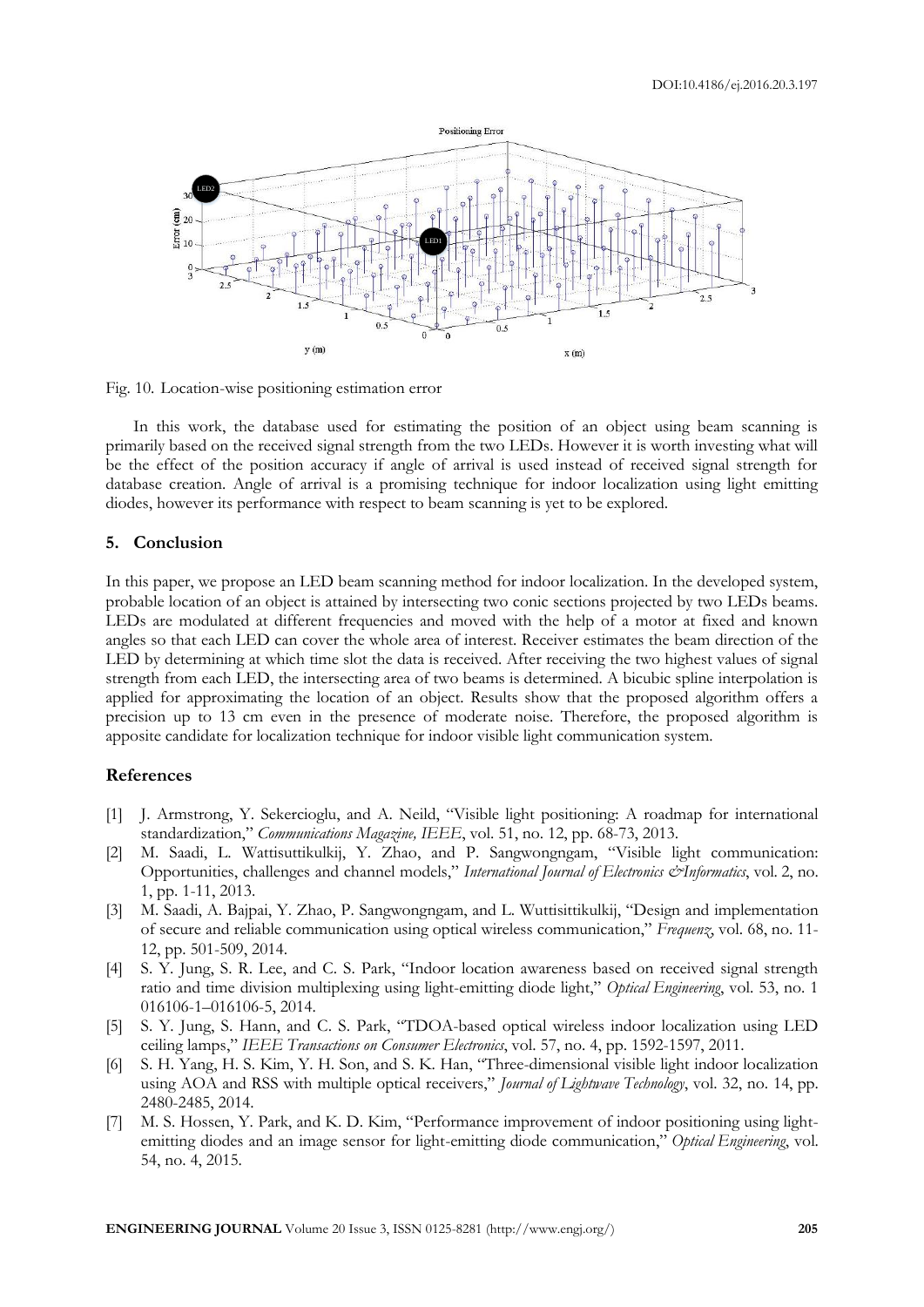Fig. 10. Location-wise positioning estimation error

In this work, the database used for estimating the position of an object using beam scanning is primarily based on the received signal strength from the two LEDs. However it is worth investing what will be the effect of the position accuracy if angle of arrival is used instead of received signal strength for database creation. Angle of arrival is a promising technique for indoor localization using light emitting diodes, however its performance with respect to beam scanning is yet to be explored.

## 5. Conclusion

In this paper, we propose an LED beam scanning method for indoor localization. In the developed system, probable location of an object is attained by intersecting two conic sections projected by two LEDs beams. LEDs are modulated at different frequencies and moved with the help of a motor at fixed and known angles so that each LED can cover the whole area of interest. Receiver estimates the beam direction of the LED by determining at which time slot the data is received. After receiving the two highest values of signal strength from each LED, the intersecting area of two beams is determined. A bicubic spline interpolation is applied for approximating the location of an object. Results show that the proposed algorithm offers a precision up to 13 cm even in the presence of moderate noise. Therefore, the proposed algorithm is apposite candidate for localization technique for indoor visible light communication system.

## References

[1] J. Armstrong, Y. Sekercioglu, and A. Neild, "Visible light positioning: A roadmap for international standardization," *Communications Magazine, IEEE*, vol. 51, no. 12, pp. 68-73, 2013.

[2] M. Saadi, L. Wattisuttikulkij, Y. Zhao, and P. Sangwongngam, "Visible light communication: Opportunities, challenges and channel models," *International Journal of Electronics &Informatics*, vol. 2, no. 1, pp. 1-11, 2013.

[3] M. Saadi, A. Bajpai, Y. Zhao, P. Sangwongngam, and L. Wuttisittikulkij, "Design and implementation of secure and reliable communication using optical wireless communication," *Frequenz*, vol. 68, no. 11-12, pp. 501-509, 2014.

[4] S. Y. Jung, S. R. Lee, and C. S. Park, "Indoor location awareness based on received signal strength ratio and time division multiplexing using light-emitting diode light," *Optical Engineering*, vol. 53, no. 1 016106-1–016106-5, 2014.

[5] S. Y. Jung, S. Hann, and C. S. Park, "TDOA-based optical wireless indoor localization using LED ceiling lamps," *IEEE Transactions on Consumer Electronics*, vol. 57, no. 4, pp. 1592-1597, 2011.

[6] S. H. Yang, H. S. Kim, Y. H. Son, and S. K. Han, "Three-dimensional visible light indoor localization using AOA and RSS with multiple optical receivers," *Journal of Lightwave Technology*, vol. 32, no. 14, pp. 2480-2485, 2014.

[7] M. S. Hossen, Y. Park, and K. D. Kim, "Performance improvement of indoor positioning using light-emitting diodes and an image sensor for light-emitting diode communication," *Optical Engineering*, vol. 54, no. 4, 2015.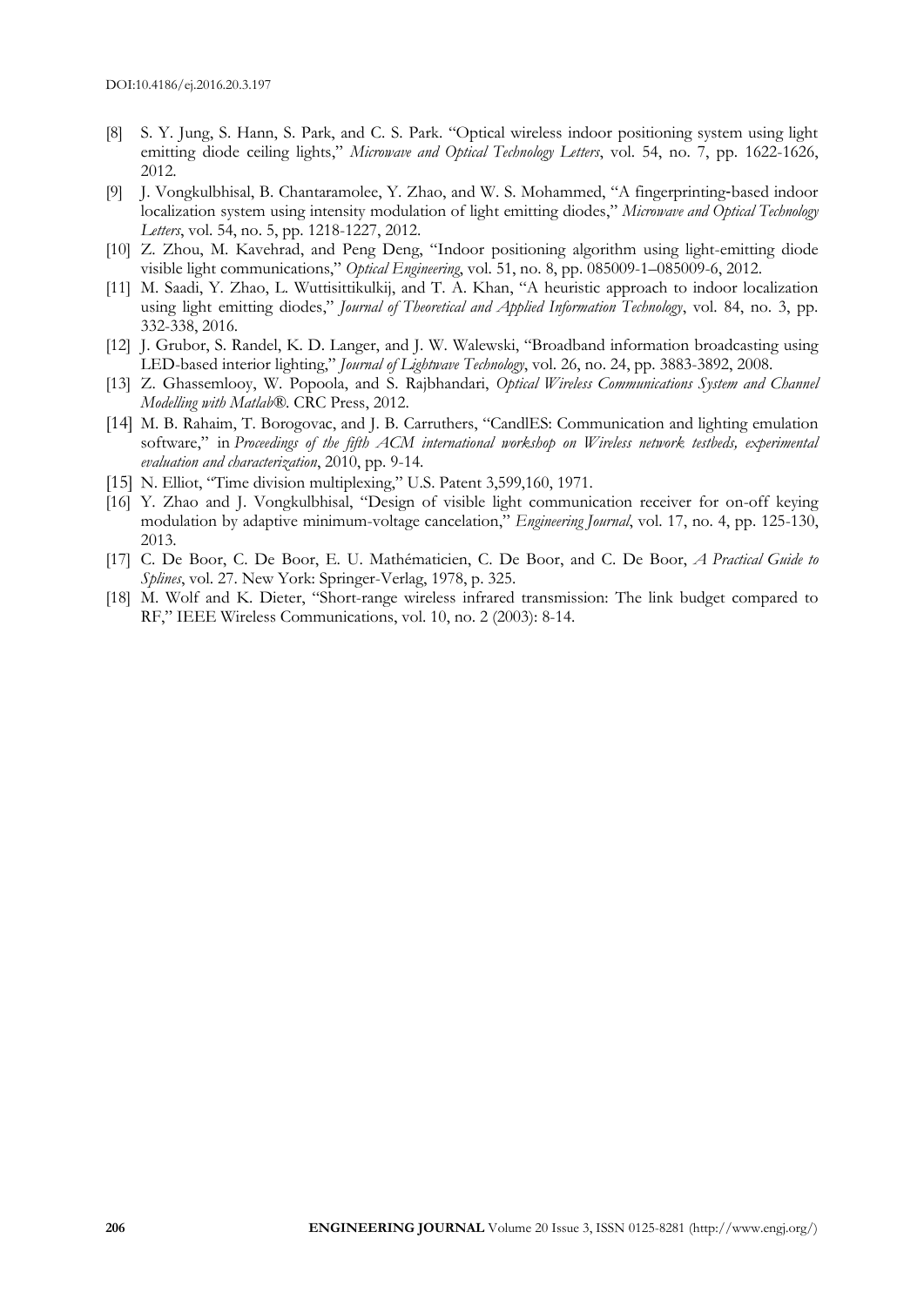[8] S. Y. Jung, S. Hann, S. Park, and C. S. Park. "Optical wireless indoor positioning system using light emitting diode ceiling lights," *Microwave and Optical Technology Letters*, vol. 54, no. 7, pp. 1622-1626, 2012.

[9] J. Vongkulbhisal, B. Chantaramolee, Y. Zhao, and W. S. Mohammed, "A fingerprinting-based indoor localization system using intensity modulation of light emitting diodes," *Microwave and Optical Technology Letters*, vol. 54, no. 5, pp. 1218-1227, 2012.

[10] Z. Zhou, M. Kavehrad, and Peng Deng, "Indoor positioning algorithm using light-emitting diode visible light communications," *Optical Engineering*, vol. 51, no. 8, pp. 085009-1–085009-6, 2012.

[11] M. Saadi, Y. Zhao, L. Wuttisittikulkij, and T. A. Khan, "A heuristic approach to indoor localization using light emitting diodes," *Journal of Theoretical and Applied Information Technology*, vol. 84, no. 3, pp. 332-338, 2016.

[12] J. Grubor, S. Randel, K. D. Langer, and J. W. Walewski, "Broadband information broadcasting using LED-based interior lighting," *Journal of Lightwave Technology*, vol. 26, no. 24, pp. 3883-3892, 2008.

[13] Z. Ghassemlooy, W. Popoola, and S. Rajbhandari, *Optical Wireless Communications System and Channel Modelling with Matlab®*. CRC Press, 2012.

[14] M. B. Rahaim, T. Borogovac, and J. B. Carruthers, "CandlES: Communication and lighting emulation software," in *Proceedings of the fifth ACM international workshop on Wireless network testbeds, experimental evaluation and characterization*, 2010, pp. 9-14.

[15] N. Elliot, "Time division multiplexing," U.S. Patent 3,599,160, 1971.

[16] Y. Zhao and J. Vongkulbhisal, "Design of visible light communication receiver for on-off keying modulation by adaptive minimum-voltage cancelation," *Engineering Journal*, vol. 17, no. 4, pp. 125-130, 2013.

[17] C. De Boor, C. De Boor, E. U. Mathématicien, C. De Boor, and C. De Boor, *A Practical Guide to Splines*, vol. 27. New York: Springer-Verlag, 1978, p. 325.

[18] M. Wolf and K. Dieter, "Short-range wireless infrared transmission: The link budget compared to RF," IEEE Wireless Communications, vol. 10, no. 2 (2003): 8-14.